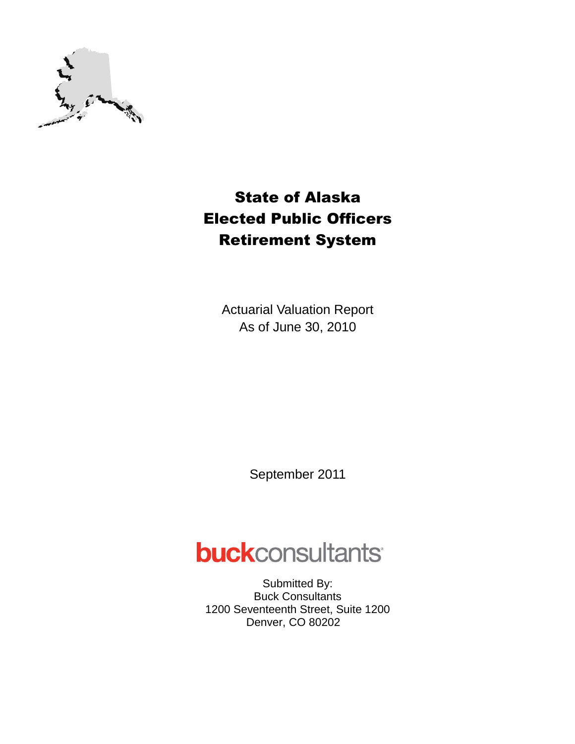# State of Alaska
# Elected Public Officers
# Retirement System

Actuarial Valuation Report
As of June 30, 2010

September 2011

**buck**consultants

Submitted By:
Buck Consultants
1200 Seventeenth Street, Suite 1200
Denver, CO 80202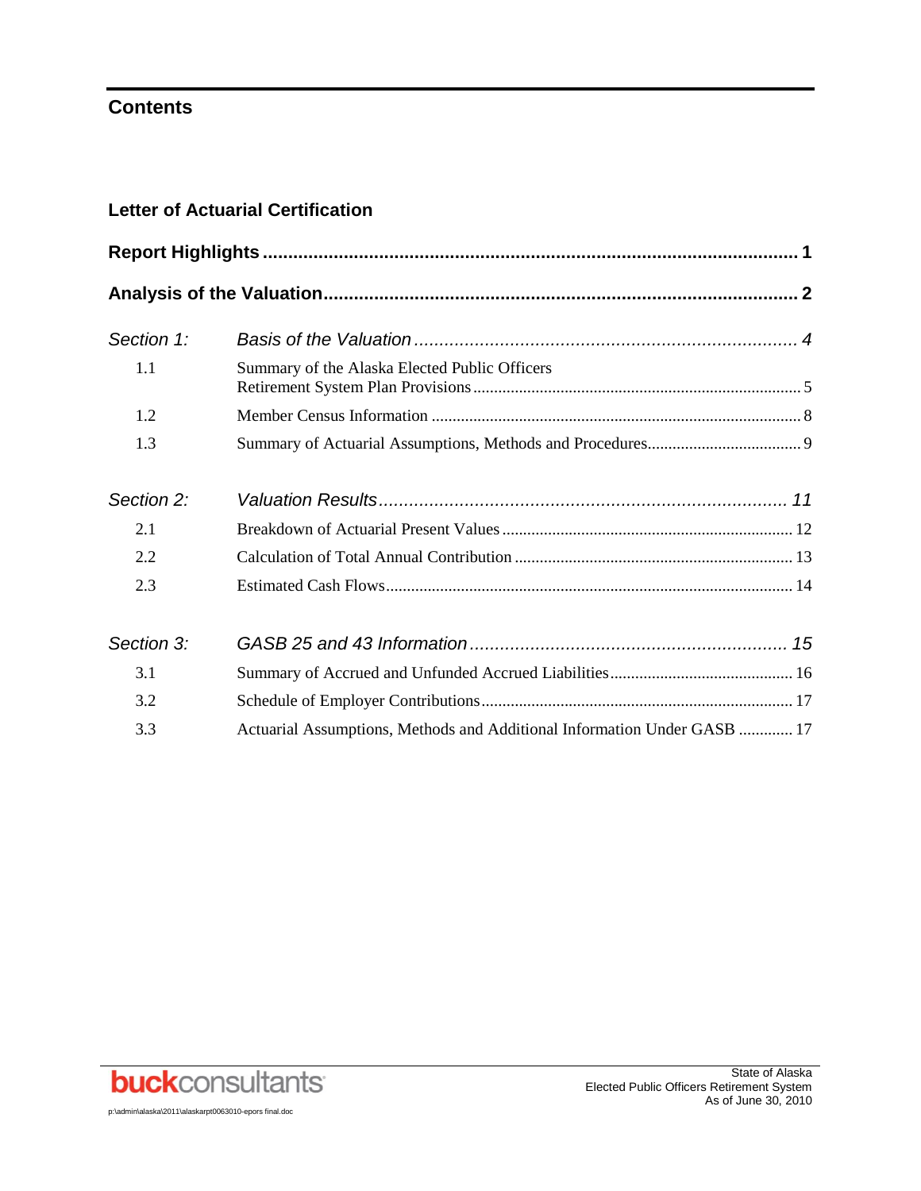# Contents

**Letter of Actuarial Certification**

| | | |
|---|---|---|
| **Report Highlights** | | **1** |
| **Analysis of the Valuation** | | **2** |
| *Section 1:* | *Basis of the Valuation* | *4* |
| 1.1 | Summary of the Alaska Elected Public Officers Retirement System Plan Provisions | 5 |
| 1.2 | Member Census Information | 8 |
| 1.3 | Summary of Actuarial Assumptions, Methods and Procedures | 9 |
| *Section 2:* | *Valuation Results* | *11* |
| 2.1 | Breakdown of Actuarial Present Values | 12 |
| 2.2 | Calculation of Total Annual Contribution | 13 |
| 2.3 | Estimated Cash Flows | 14 |
| *Section 3:* | *GASB 25 and 43 Information* | *15* |
| 3.1 | Summary of Accrued and Unfunded Accrued Liabilities | 16 |
| 3.2 | Schedule of Employer Contributions | 17 |
| 3.3 | Actuarial Assumptions, Methods and Additional Information Under GASB | 17 |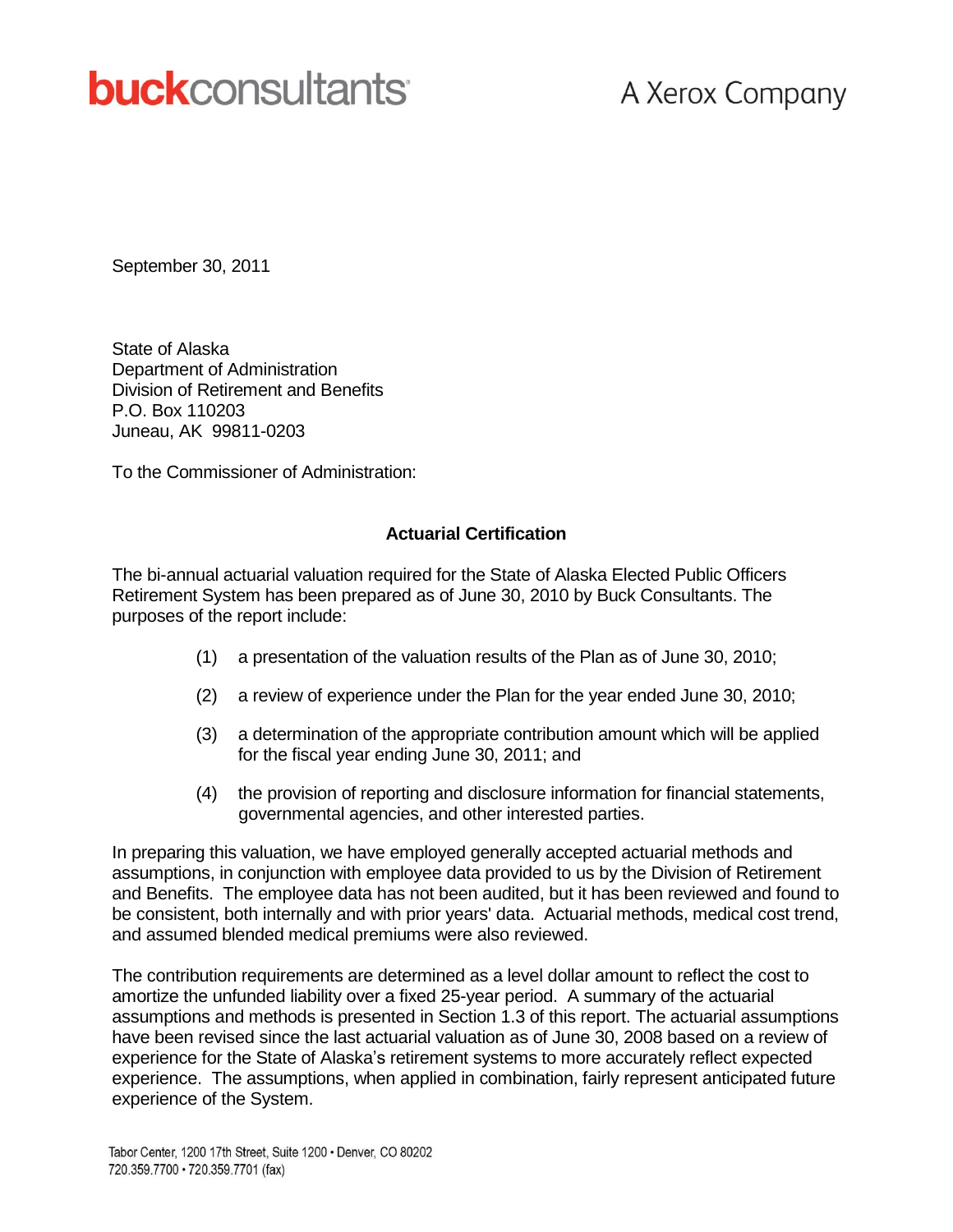**buckconsultants** A Xerox Company

September 30, 2011

State of Alaska
Department of Administration
Division of Retirement and Benefits
P.O. Box 110203
Juneau, AK 99811-0203

To the Commissioner of Administration:

**Actuarial Certification**

The bi-annual actuarial valuation required for the State of Alaska Elected Public Officers Retirement System has been prepared as of June 30, 2010 by Buck Consultants. The purposes of the report include:

(1) a presentation of the valuation results of the Plan as of June 30, 2010;

(2) a review of experience under the Plan for the year ended June 30, 2010;

(3) a determination of the appropriate contribution amount which will be applied for the fiscal year ending June 30, 2011; and

(4) the provision of reporting and disclosure information for financial statements, governmental agencies, and other interested parties.

In preparing this valuation, we have employed generally accepted actuarial methods and assumptions, in conjunction with employee data provided to us by the Division of Retirement and Benefits. The employee data has not been audited, but it has been reviewed and found to be consistent, both internally and with prior years' data. Actuarial methods, medical cost trend, and assumed blended medical premiums were also reviewed.

The contribution requirements are determined as a level dollar amount to reflect the cost to amortize the unfunded liability over a fixed 25-year period. A summary of the actuarial assumptions and methods is presented in Section 1.3 of this report. The actuarial assumptions have been revised since the last actuarial valuation as of June 30, 2008 based on a review of experience for the State of Alaska's retirement systems to more accurately reflect expected experience. The assumptions, when applied in combination, fairly represent anticipated future experience of the System.

Tabor Center, 1200 17th Street, Suite 1200 • Denver, CO 80202
720.359.7700 • 720.359.7701 (fax)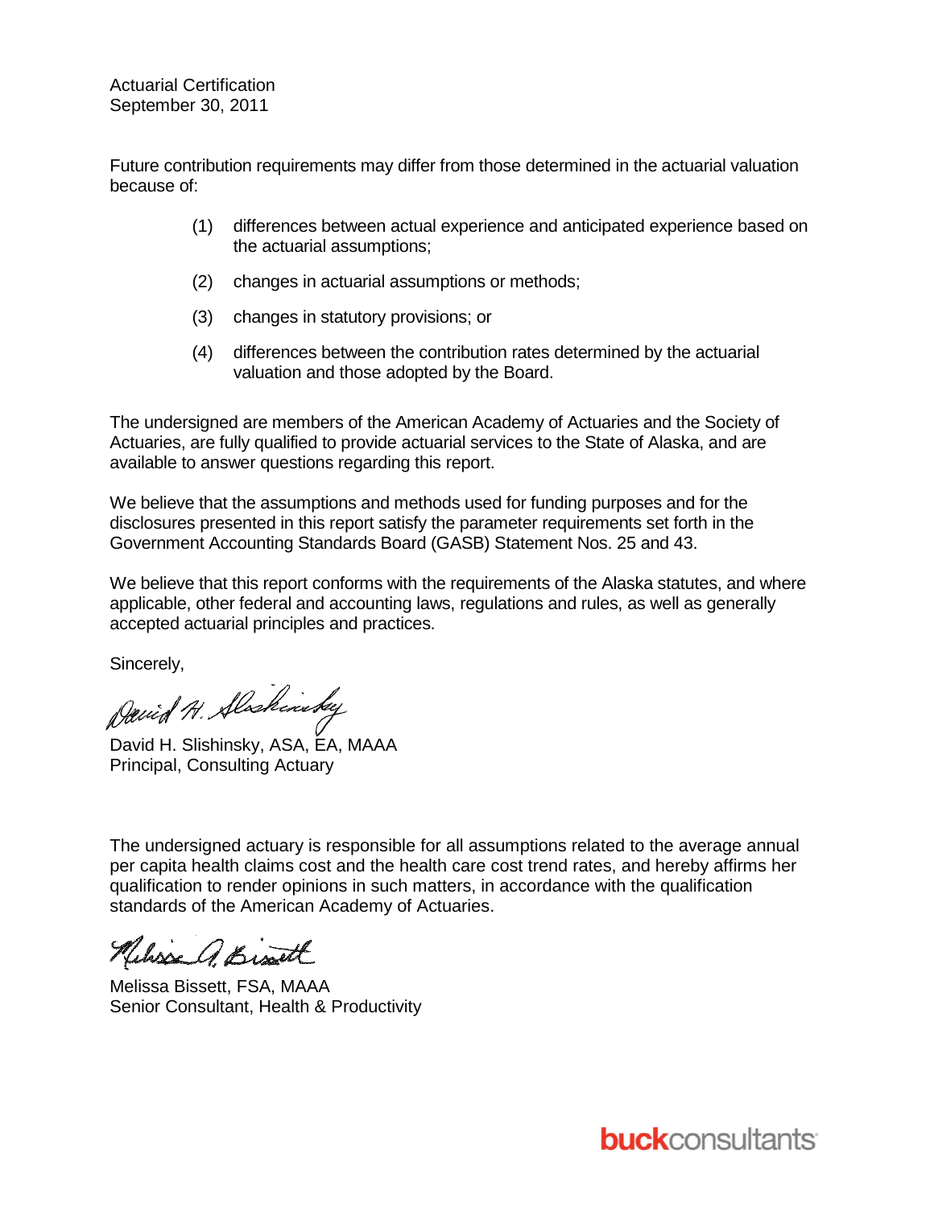Actuarial Certification
September 30, 2011

Future contribution requirements may differ from those determined in the actuarial valuation because of:

(1) differences between actual experience and anticipated experience based on the actuarial assumptions;

(2) changes in actuarial assumptions or methods;

(3) changes in statutory provisions; or

(4) differences between the contribution rates determined by the actuarial valuation and those adopted by the Board.

The undersigned are members of the American Academy of Actuaries and the Society of Actuaries, are fully qualified to provide actuarial services to the State of Alaska, and are available to answer questions regarding this report.

We believe that the assumptions and methods used for funding purposes and for the disclosures presented in this report satisfy the parameter requirements set forth in the Government Accounting Standards Board (GASB) Statement Nos. 25 and 43.

We believe that this report conforms with the requirements of the Alaska statutes, and where applicable, other federal and accounting laws, regulations and rules, as well as generally accepted actuarial principles and practices.

Sincerely,

David H. Slishinsky, ASA, EA, MAAA
Principal, Consulting Actuary

The undersigned actuary is responsible for all assumptions related to the average annual per capita health claims cost and the health care cost trend rates, and hereby affirms her qualification to render opinions in such matters, in accordance with the qualification standards of the American Academy of Actuaries.

Melissa Bissett, FSA, MAAA
Senior Consultant, Health & Productivity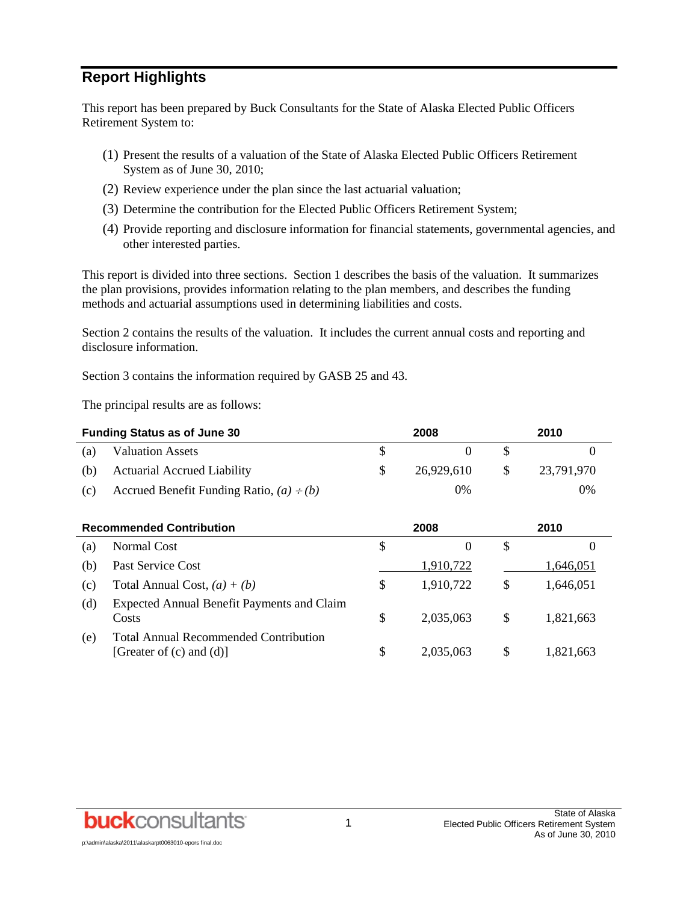## Report Highlights

This report has been prepared by Buck Consultants for the State of Alaska Elected Public Officers Retirement System to:

(1) Present the results of a valuation of the State of Alaska Elected Public Officers Retirement System as of June 30, 2010;

(2) Review experience under the plan since the last actuarial valuation;

(3) Determine the contribution for the Elected Public Officers Retirement System;

(4) Provide reporting and disclosure information for financial statements, governmental agencies, and other interested parties.

This report is divided into three sections. Section 1 describes the basis of the valuation. It summarizes the plan provisions, provides information relating to the plan members, and describes the funding methods and actuarial assumptions used in determining liabilities and costs.

Section 2 contains the results of the valuation. It includes the current annual costs and reporting and disclosure information.

Section 3 contains the information required by GASB 25 and 43.

The principal results are as follows:

| | **Funding Status as of June 30** | **2008** | **2010** |
|---|---|---|---|
| (a) | Valuation Assets | $ 0 | $ 0 |
| (b) | Actuarial Accrued Liability | $ 26,929,610 | $ 23,791,970 |
| (c) | Accrued Benefit Funding Ratio, *(a) ÷ (b)* | 0% | 0% |

| | **Recommended Contribution** | **2008** | **2010** |
|---|---|---|---|
| (a) | Normal Cost | $ 0 | $ 0 |
| (b) | Past Service Cost | 1,910,722 | 1,646,051 |
| (c) | Total Annual Cost, *(a) + (b)* | $ 1,910,722 | $ 1,646,051 |
| (d) | Expected Annual Benefit Payments and Claim Costs | $ 2,035,063 | $ 1,821,663 |
| (e) | Total Annual Recommended Contribution [Greater of (c) and (d)] | $ 2,035,063 | $ 1,821,663 |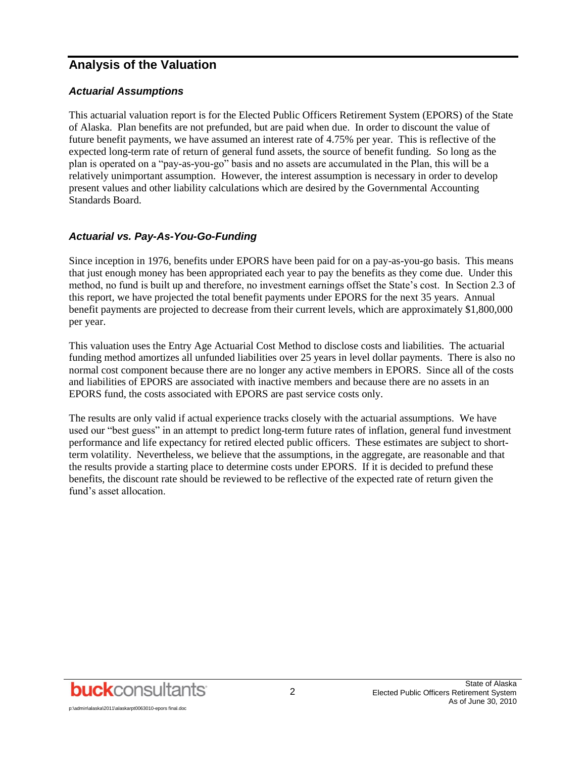## Analysis of the Valuation

### *Actuarial Assumptions*

This actuarial valuation report is for the Elected Public Officers Retirement System (EPORS) of the State of Alaska. Plan benefits are not prefunded, but are paid when due. In order to discount the value of future benefit payments, we have assumed an interest rate of 4.75% per year. This is reflective of the expected long-term rate of return of general fund assets, the source of benefit funding. So long as the plan is operated on a "pay-as-you-go" basis and no assets are accumulated in the Plan, this will be a relatively unimportant assumption. However, the interest assumption is necessary in order to develop present values and other liability calculations which are desired by the Governmental Accounting Standards Board.

### *Actuarial vs. Pay-As-You-Go-Funding*

Since inception in 1976, benefits under EPORS have been paid for on a pay-as-you-go basis. This means that just enough money has been appropriated each year to pay the benefits as they come due. Under this method, no fund is built up and therefore, no investment earnings offset the State's cost. In Section 2.3 of this report, we have projected the total benefit payments under EPORS for the next 35 years. Annual benefit payments are projected to decrease from their current levels, which are approximately $1,800,000 per year.

This valuation uses the Entry Age Actuarial Cost Method to disclose costs and liabilities. The actuarial funding method amortizes all unfunded liabilities over 25 years in level dollar payments. There is also no normal cost component because there are no longer any active members in EPORS. Since all of the costs and liabilities of EPORS are associated with inactive members and because there are no assets in an EPORS fund, the costs associated with EPORS are past service costs only.

The results are only valid if actual experience tracks closely with the actuarial assumptions. We have used our "best guess" in an attempt to predict long-term future rates of inflation, general fund investment performance and life expectancy for retired elected public officers. These estimates are subject to short-term volatility. Nevertheless, we believe that the assumptions, in the aggregate, are reasonable and that the results provide a starting place to determine costs under EPORS. If it is decided to prefund these benefits, the discount rate should be reviewed to be reflective of the expected rate of return given the fund's asset allocation.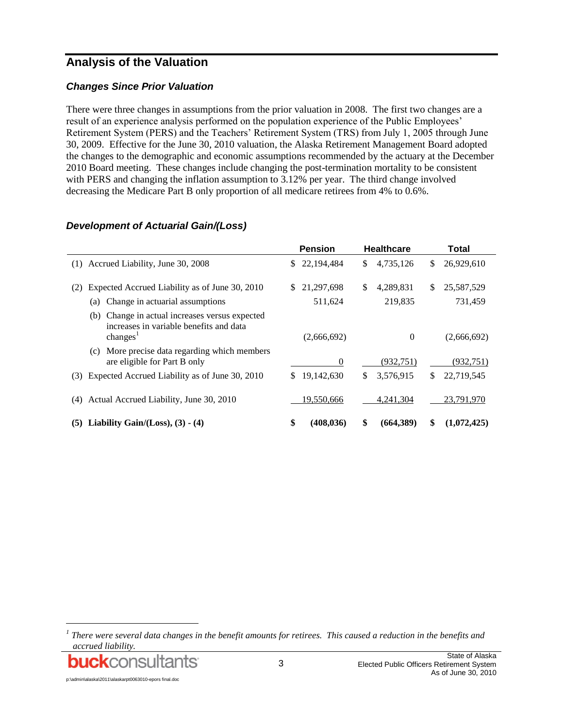## Analysis of the Valuation

### *Changes Since Prior Valuation*

There were three changes in assumptions from the prior valuation in 2008. The first two changes are a result of an experience analysis performed on the population experience of the Public Employees' Retirement System (PERS) and the Teachers' Retirement System (TRS) from July 1, 2005 through June 30, 2009. Effective for the June 30, 2010 valuation, the Alaska Retirement Management Board adopted the changes to the demographic and economic assumptions recommended by the actuary at the December 2010 Board meeting. These changes include changing the post-termination mortality to be consistent with PERS and changing the inflation assumption to 3.12% per year. The third change involved decreasing the Medicare Part B only proportion of all medicare retirees from 4% to 0.6%.

### *Development of Actuarial Gain/(Loss)*

| | Pension | Healthcare | Total |
|---|---|---|---|
| (1) Accrued Liability, June 30, 2008 | $ 22,194,484 | $ 4,735,126 | $ 26,929,610 |
| (2) Expected Accrued Liability as of June 30, 2010 | $ 21,297,698 | $ 4,289,831 | $ 25,587,529 |
| (a) Change in actuarial assumptions | 511,624 | 219,835 | 731,459 |
| (b) Change in actual increases versus expected increases in variable benefits and data changes[1] | (2,666,692) | 0 | (2,666,692) |
| (c) More precise data regarding which members are eligible for Part B only | 0 | (932,751) | (932,751) |
| (3) Expected Accrued Liability as of June 30, 2010 | $ 19,142,630 | $ 3,576,915 | $ 22,719,545 |
| (4) Actual Accrued Liability, June 30, 2010 | 19,550,666 | 4,241,304 | 23,791,970 |
| **(5) Liability Gain/(Loss), (3) - (4)** | **$ (408,036)** | **$ (664,389)** | **$ (1,072,425)** |

[1] *There were several data changes in the benefit amounts for retirees. This caused a reduction in the benefits and accrued liability.*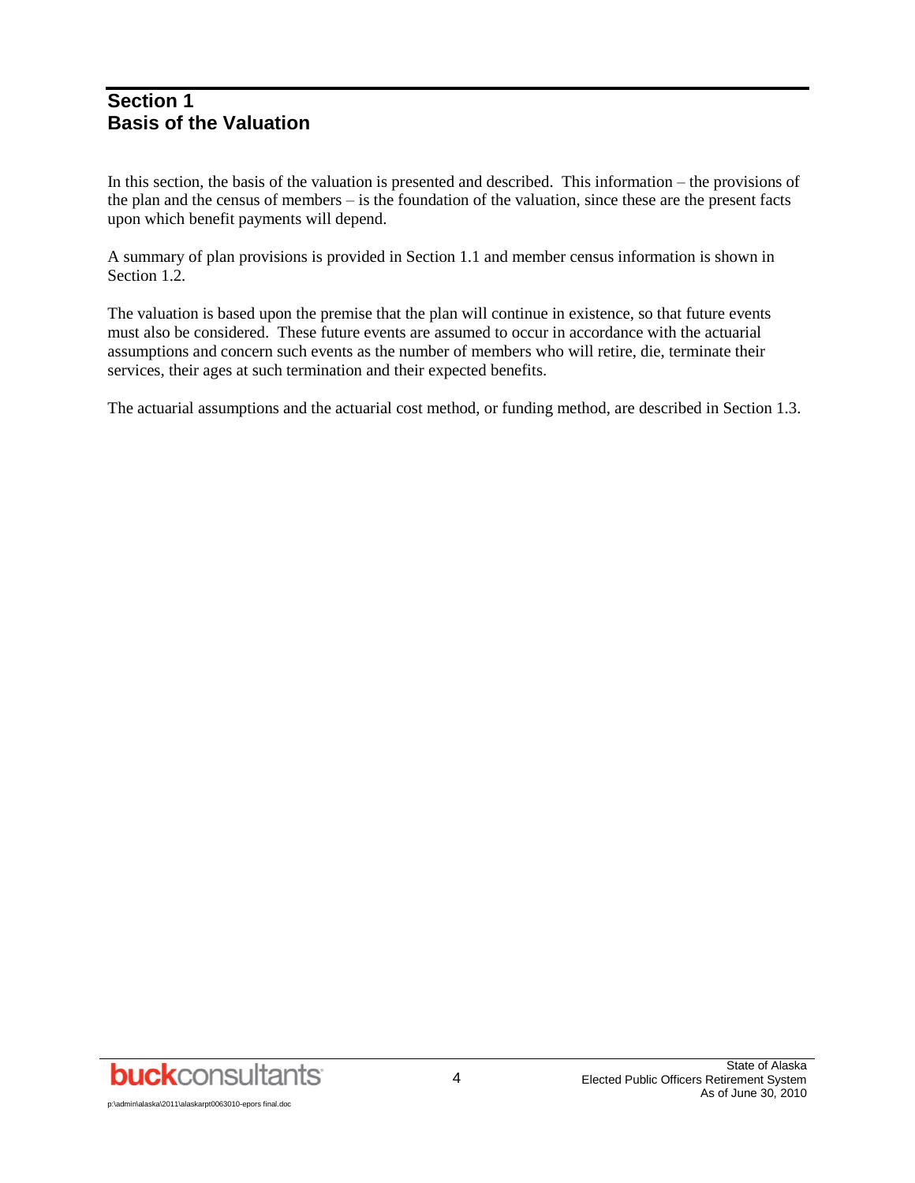# Section 1
# Basis of the Valuation

In this section, the basis of the valuation is presented and described. This information – the provisions of the plan and the census of members – is the foundation of the valuation, since these are the present facts upon which benefit payments will depend.

A summary of plan provisions is provided in Section 1.1 and member census information is shown in Section 1.2.

The valuation is based upon the premise that the plan will continue in existence, so that future events must also be considered. These future events are assumed to occur in accordance with the actuarial assumptions and concern such events as the number of members who will retire, die, terminate their services, their ages at such termination and their expected benefits.

The actuarial assumptions and the actuarial cost method, or funding method, are described in Section 1.3.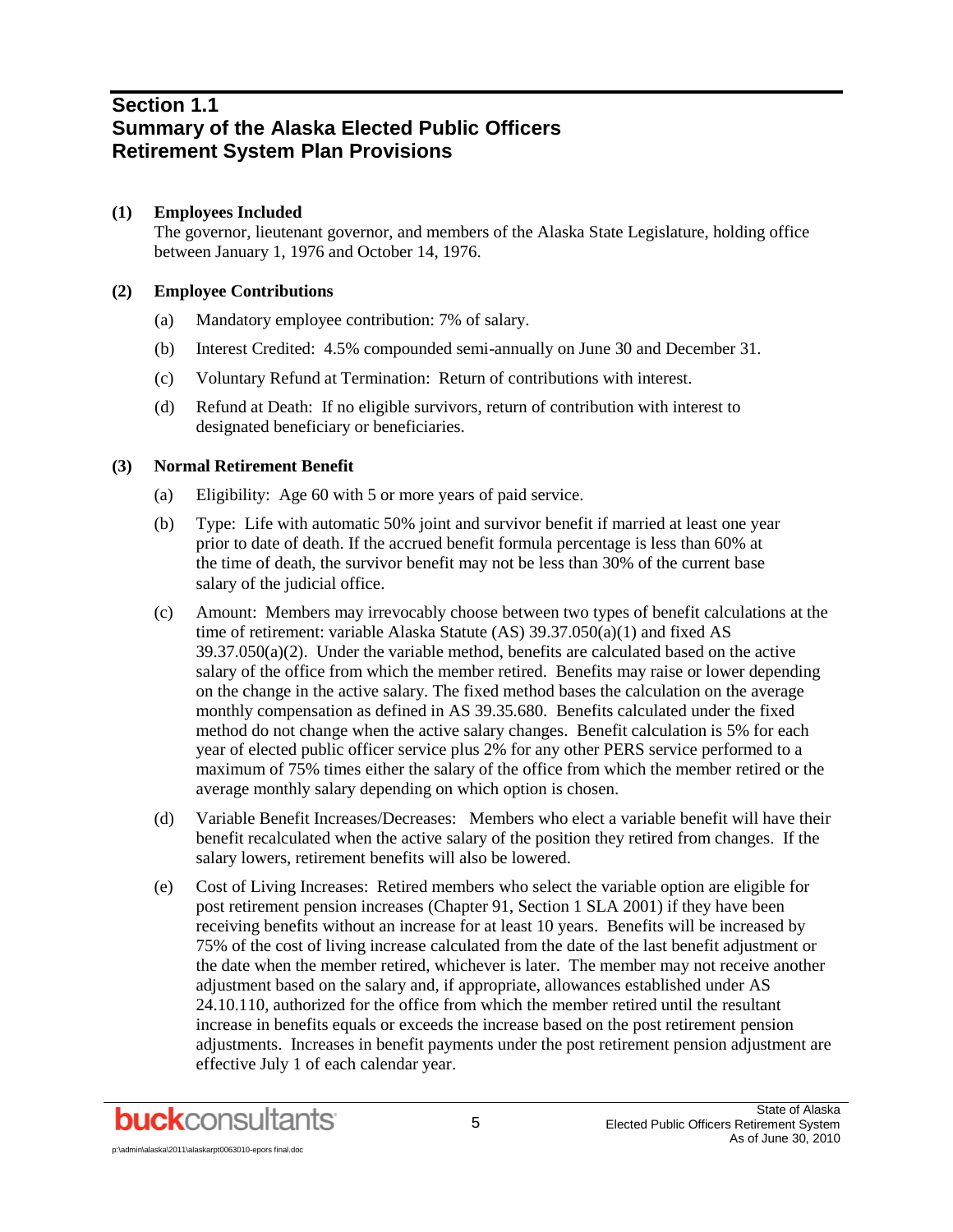## Section 1.1
## Summary of the Alaska Elected Public Officers Retirement System Plan Provisions

**(1) Employees Included**

The governor, lieutenant governor, and members of the Alaska State Legislature, holding office between January 1, 1976 and October 14, 1976.

**(2) Employee Contributions**

(a) Mandatory employee contribution: 7% of salary.

(b) Interest Credited: 4.5% compounded semi-annually on June 30 and December 31.

(c) Voluntary Refund at Termination: Return of contributions with interest.

(d) Refund at Death: If no eligible survivors, return of contribution with interest to designated beneficiary or beneficiaries.

**(3) Normal Retirement Benefit**

(a) Eligibility: Age 60 with 5 or more years of paid service.

(b) Type: Life with automatic 50% joint and survivor benefit if married at least one year prior to date of death. If the accrued benefit formula percentage is less than 60% at the time of death, the survivor benefit may not be less than 30% of the current base salary of the judicial office.

(c) Amount: Members may irrevocably choose between two types of benefit calculations at the time of retirement: variable Alaska Statute (AS) 39.37.050(a)(1) and fixed AS 39.37.050(a)(2). Under the variable method, benefits are calculated based on the active salary of the office from which the member retired. Benefits may raise or lower depending on the change in the active salary. The fixed method bases the calculation on the average monthly compensation as defined in AS 39.35.680. Benefits calculated under the fixed method do not change when the active salary changes. Benefit calculation is 5% for each year of elected public officer service plus 2% for any other PERS service performed to a maximum of 75% times either the salary of the office from which the member retired or the average monthly salary depending on which option is chosen.

(d) Variable Benefit Increases/Decreases: Members who elect a variable benefit will have their benefit recalculated when the active salary of the position they retired from changes. If the salary lowers, retirement benefits will also be lowered.

(e) Cost of Living Increases: Retired members who select the variable option are eligible for post retirement pension increases (Chapter 91, Section 1 SLA 2001) if they have been receiving benefits without an increase for at least 10 years. Benefits will be increased by 75% of the cost of living increase calculated from the date of the last benefit adjustment or the date when the member retired, whichever is later. The member may not receive another adjustment based on the salary and, if appropriate, allowances established under AS 24.10.110, authorized for the office from which the member retired until the resultant increase in benefits equals or exceeds the increase based on the post retirement pension adjustments. Increases in benefit payments under the post retirement pension adjustment are effective July 1 of each calendar year.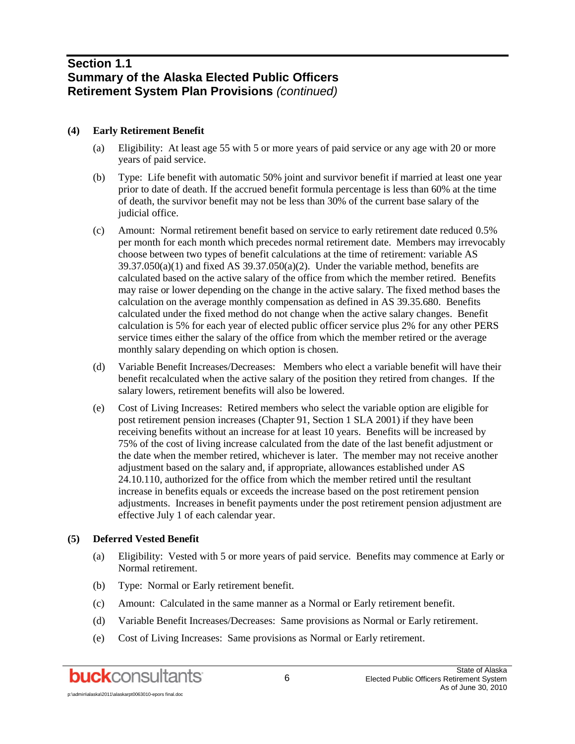## Section 1.1 Summary of the Alaska Elected Public Officers Retirement System Plan Provisions *(continued)*

**(4) Early Retirement Benefit**

(a) Eligibility: At least age 55 with 5 or more years of paid service or any age with 20 or more years of paid service.

(b) Type: Life benefit with automatic 50% joint and survivor benefit if married at least one year prior to date of death. If the accrued benefit formula percentage is less than 60% at the time of death, the survivor benefit may not be less than 30% of the current base salary of the judicial office.

(c) Amount: Normal retirement benefit based on service to early retirement date reduced 0.5% per month for each month which precedes normal retirement date. Members may irrevocably choose between two types of benefit calculations at the time of retirement: variable AS 39.37.050(a)(1) and fixed AS 39.37.050(a)(2). Under the variable method, benefits are calculated based on the active salary of the office from which the member retired. Benefits may raise or lower depending on the change in the active salary. The fixed method bases the calculation on the average monthly compensation as defined in AS 39.35.680. Benefits calculated under the fixed method do not change when the active salary changes. Benefit calculation is 5% for each year of elected public officer service plus 2% for any other PERS service times either the salary of the office from which the member retired or the average monthly salary depending on which option is chosen.

(d) Variable Benefit Increases/Decreases: Members who elect a variable benefit will have their benefit recalculated when the active salary of the position they retired from changes. If the salary lowers, retirement benefits will also be lowered.

(e) Cost of Living Increases: Retired members who select the variable option are eligible for post retirement pension increases (Chapter 91, Section 1 SLA 2001) if they have been receiving benefits without an increase for at least 10 years. Benefits will be increased by 75% of the cost of living increase calculated from the date of the last benefit adjustment or the date when the member retired, whichever is later. The member may not receive another adjustment based on the salary and, if appropriate, allowances established under AS 24.10.110, authorized for the office from which the member retired until the resultant increase in benefits equals or exceeds the increase based on the post retirement pension adjustments. Increases in benefit payments under the post retirement pension adjustment are effective July 1 of each calendar year.

**(5) Deferred Vested Benefit**

(a) Eligibility: Vested with 5 or more years of paid service. Benefits may commence at Early or Normal retirement.

(b) Type: Normal or Early retirement benefit.

(c) Amount: Calculated in the same manner as a Normal or Early retirement benefit.

(d) Variable Benefit Increases/Decreases: Same provisions as Normal or Early retirement.

(e) Cost of Living Increases: Same provisions as Normal or Early retirement.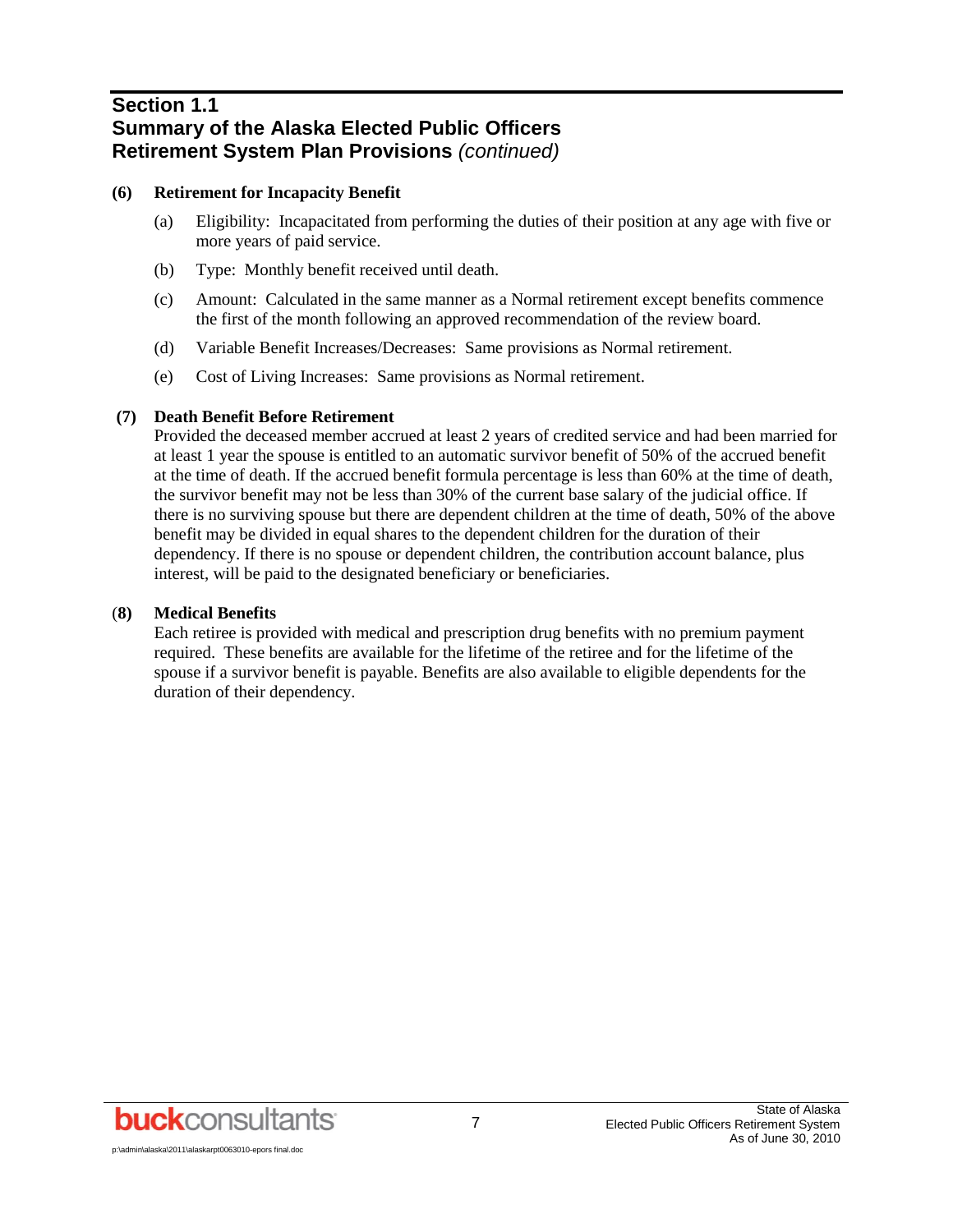## Section 1.1
## Summary of the Alaska Elected Public Officers Retirement System Plan Provisions *(continued)*

**(6) Retirement for Incapacity Benefit**

(a) Eligibility: Incapacitated from performing the duties of their position at any age with five or more years of paid service.

(b) Type: Monthly benefit received until death.

(c) Amount: Calculated in the same manner as a Normal retirement except benefits commence the first of the month following an approved recommendation of the review board.

(d) Variable Benefit Increases/Decreases: Same provisions as Normal retirement.

(e) Cost of Living Increases: Same provisions as Normal retirement.

**(7) Death Benefit Before Retirement**

Provided the deceased member accrued at least 2 years of credited service and had been married for at least 1 year the spouse is entitled to an automatic survivor benefit of 50% of the accrued benefit at the time of death. If the accrued benefit formula percentage is less than 60% at the time of death, the survivor benefit may not be less than 30% of the current base salary of the judicial office. If there is no surviving spouse but there are dependent children at the time of death, 50% of the above benefit may be divided in equal shares to the dependent children for the duration of their dependency. If there is no spouse or dependent children, the contribution account balance, plus interest, will be paid to the designated beneficiary or beneficiaries.

**(8) Medical Benefits**

Each retiree is provided with medical and prescription drug benefits with no premium payment required. These benefits are available for the lifetime of the retiree and for the lifetime of the spouse if a survivor benefit is payable. Benefits are also available to eligible dependents for the duration of their dependency.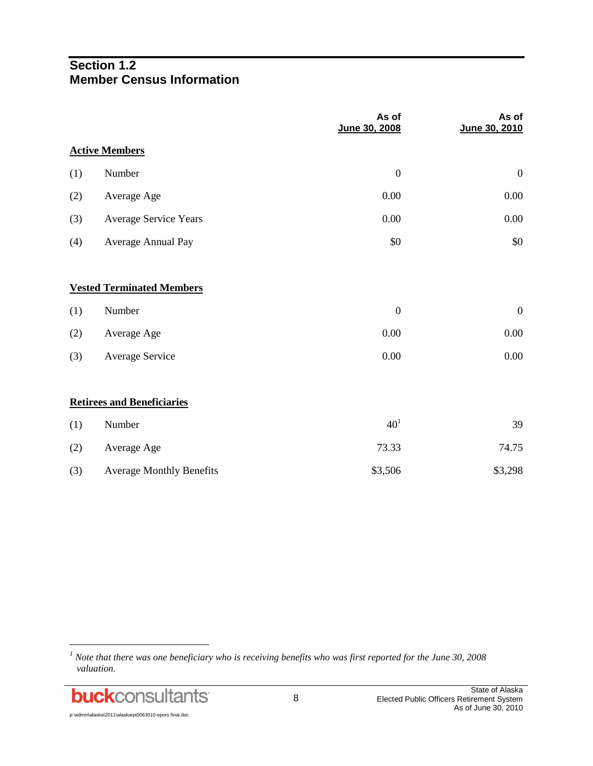## Section 1.2
## Member Census Information

| | | As of June 30, 2008 | As of June 30, 2010 |
|---|---|---|---|
| **Active Members** | | | |
| (1) | Number | 0 | 0 |
| (2) | Average Age | 0.00 | 0.00 |
| (3) | Average Service Years | 0.00 | 0.00 |
| (4) | Average Annual Pay | $0 | $0 |
| **Vested Terminated Members** | | | |
| (1) | Number | 0 | 0 |
| (2) | Average Age | 0.00 | 0.00 |
| (3) | Average Service | 0.00 | 0.00 |
| **Retirees and Beneficiaries** | | | |
| (1) | Number | 40[1] | 39 |
| (2) | Average Age | 73.33 | 74.75 |
| (3) | Average Monthly Benefits | $3,506 | $3,298 |

[1] *Note that there was one beneficiary who is receiving benefits who was first reported for the June 30, 2008 valuation.*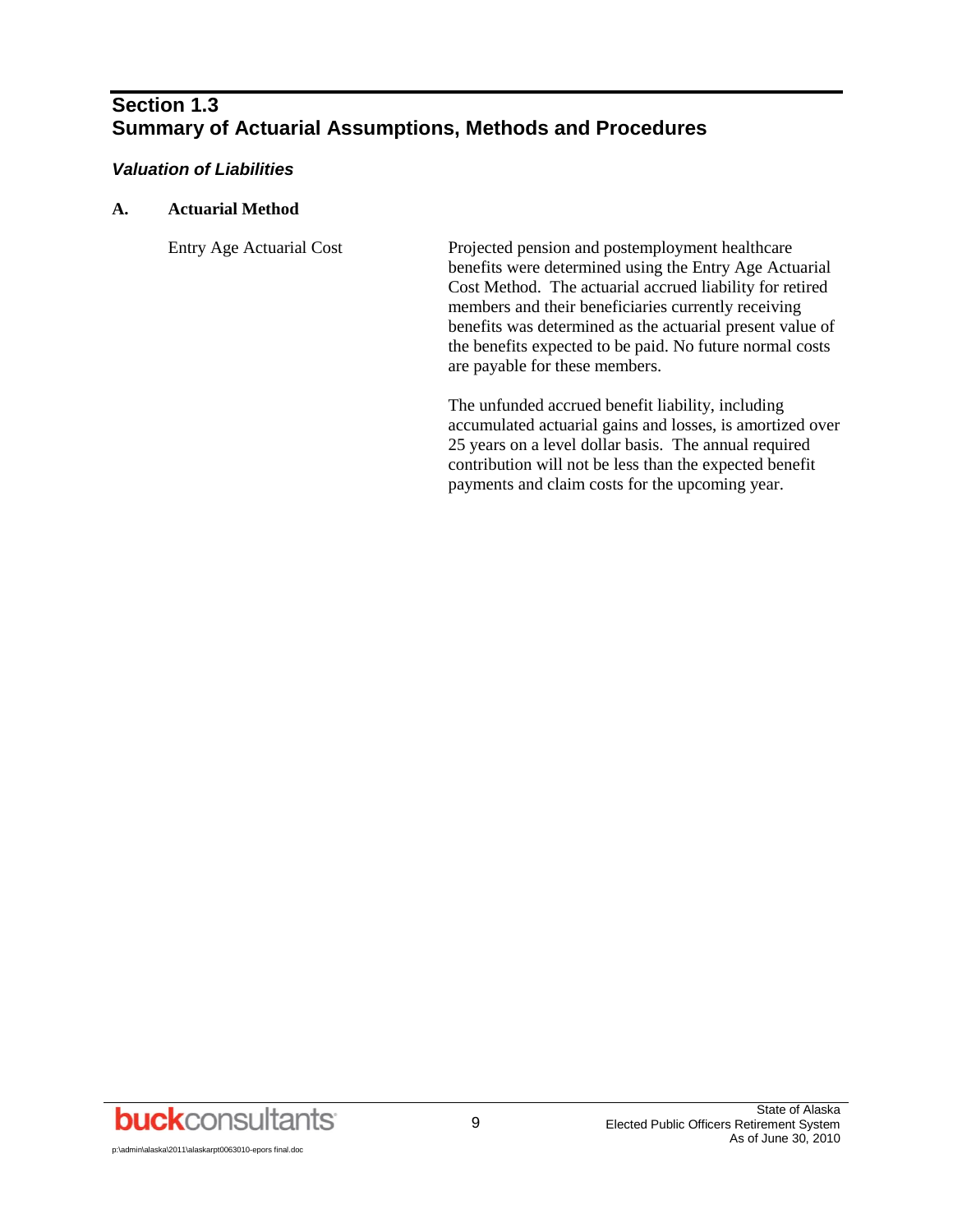# Section 1.3
# Summary of Actuarial Assumptions, Methods and Procedures

### *Valuation of Liabilities*

**A. Actuarial Method**

Entry Age Actuarial Cost

Projected pension and postemployment healthcare benefits were determined using the Entry Age Actuarial Cost Method. The actuarial accrued liability for retired members and their beneficiaries currently receiving benefits was determined as the actuarial present value of the benefits expected to be paid. No future normal costs are payable for these members.

The unfunded accrued benefit liability, including accumulated actuarial gains and losses, is amortized over 25 years on a level dollar basis. The annual required contribution will not be less than the expected benefit payments and claim costs for the upcoming year.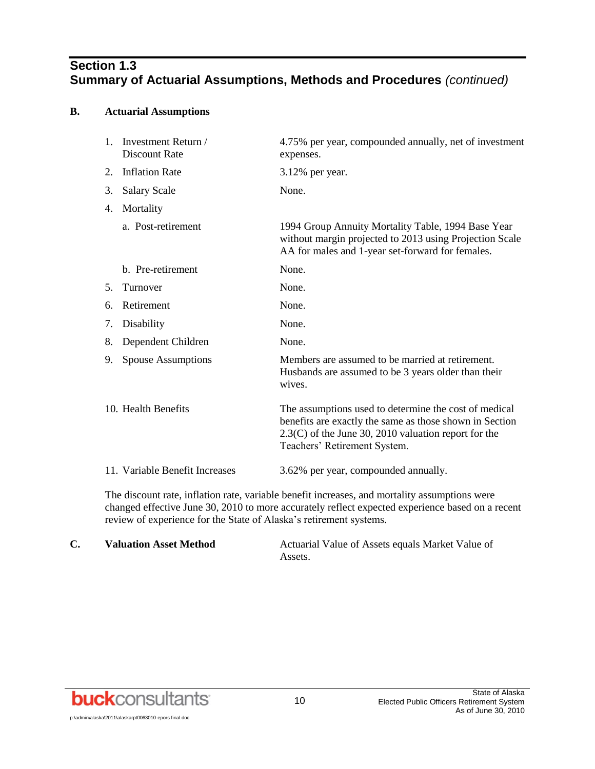## Section 1.3
## Summary of Actuarial Assumptions, Methods and Procedures *(continued)*

### B. Actuarial Assumptions

| | |
|---|---|
| 1. Investment Return / Discount Rate | 4.75% per year, compounded annually, net of investment expenses. |
| 2. Inflation Rate | 3.12% per year. |
| 3. Salary Scale | None. |
| 4. Mortality | |
| a. Post-retirement | 1994 Group Annuity Mortality Table, 1994 Base Year without margin projected to 2013 using Projection Scale AA for males and 1-year set-forward for females. |
| b. Pre-retirement | None. |
| 5. Turnover | None. |
| 6. Retirement | None. |
| 7. Disability | None. |
| 8. Dependent Children | None. |
| 9. Spouse Assumptions | Members are assumed to be married at retirement. Husbands are assumed to be 3 years older than their wives. |
| 10. Health Benefits | The assumptions used to determine the cost of medical benefits are exactly the same as those shown in Section 2.3(C) of the June 30, 2010 valuation report for the Teachers' Retirement System. |
| 11. Variable Benefit Increases | 3.62% per year, compounded annually. |

The discount rate, inflation rate, variable benefit increases, and mortality assumptions were changed effective June 30, 2010 to more accurately reflect expected experience based on a recent review of experience for the State of Alaska's retirement systems.

### C. Valuation Asset Method

Actuarial Value of Assets equals Market Value of Assets.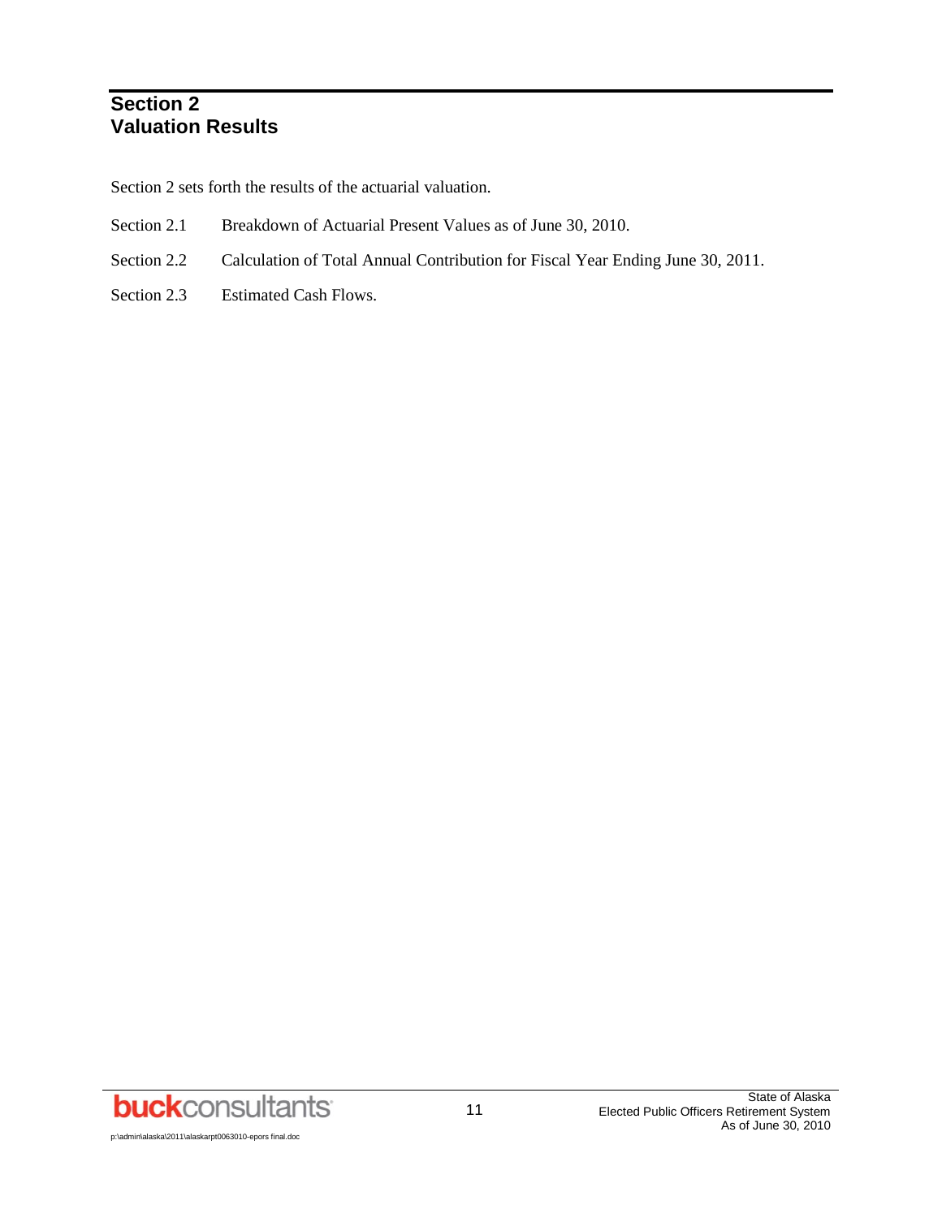# Section 2
# Valuation Results

Section 2 sets forth the results of the actuarial valuation.

| | |
|---|---|
| Section 2.1 | Breakdown of Actuarial Present Values as of June 30, 2010. |
| Section 2.2 | Calculation of Total Annual Contribution for Fiscal Year Ending June 30, 2011. |
| Section 2.3 | Estimated Cash Flows. |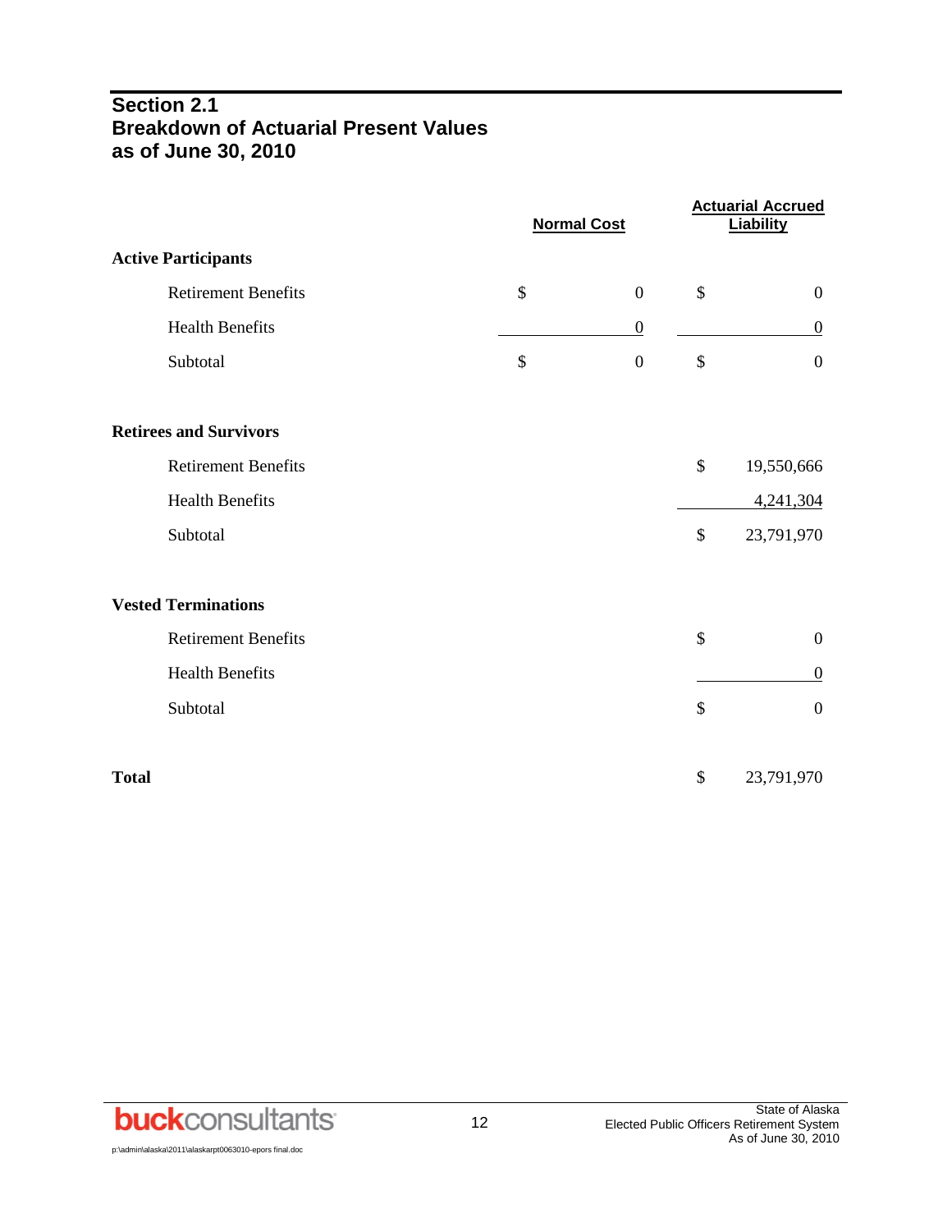## Section 2.1
## Breakdown of Actuarial Present Values as of June 30, 2010

| | Normal Cost | Actuarial Accrued Liability |
|---|---|---|
| **Active Participants** | | |
| Retirement Benefits | $ 0 | $ 0 |
| Health Benefits | 0 | 0 |
| Subtotal | $ 0 | $ 0 |
| **Retirees and Survivors** | | |
| Retirement Benefits | | $ 19,550,666 |
| Health Benefits | | 4,241,304 |
| Subtotal | | $ 23,791,970 |
| **Vested Terminations** | | |
| Retirement Benefits | | $ 0 |
| Health Benefits | | 0 |
| Subtotal | | $ 0 |
| **Total** | | $ 23,791,970 |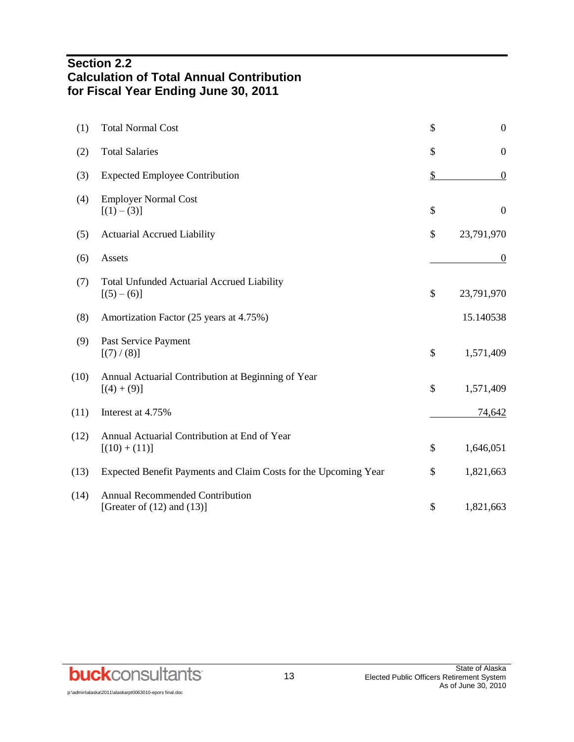## Section 2.2
## Calculation of Total Annual Contribution for Fiscal Year Ending June 30, 2011

| | | | |
|---|---|---|---|
| (1) | Total Normal Cost | $ | 0 |
| (2) | Total Salaries | $ | 0 |
| (3) | Expected Employee Contribution | $ | 0 |
| (4) | Employer Normal Cost<br>[(1) – (3)] | $ | 0 |
| (5) | Actuarial Accrued Liability | $ | 23,791,970 |
| (6) | Assets | | 0 |
| (7) | Total Unfunded Actuarial Accrued Liability<br>[(5) – (6)] | $ | 23,791,970 |
| (8) | Amortization Factor (25 years at 4.75%) | | 15.140538 |
| (9) | Past Service Payment<br>[(7) / (8)] | $ | 1,571,409 |
| (10) | Annual Actuarial Contribution at Beginning of Year<br>[(4) + (9)] | $ | 1,571,409 |
| (11) | Interest at 4.75% | | 74,642 |
| (12) | Annual Actuarial Contribution at End of Year<br>[(10) + (11)] | $ | 1,646,051 |
| (13) | Expected Benefit Payments and Claim Costs for the Upcoming Year | $ | 1,821,663 |
| (14) | Annual Recommended Contribution<br>[Greater of (12) and (13)] | $ | 1,821,663 |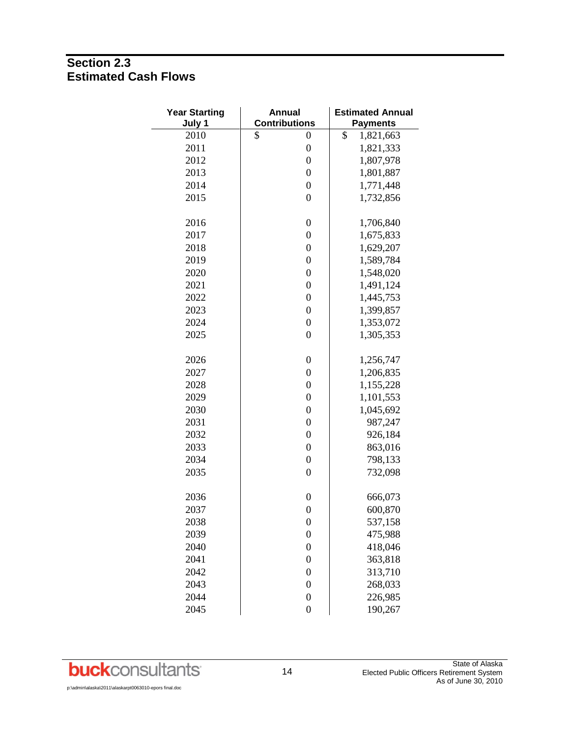## Section 2.3
## Estimated Cash Flows

| Year Starting July 1 | Annual Contributions | Estimated Annual Payments |
|---|---|---|
| 2010 | $ 0 | $ 1,821,663 |
| 2011 | 0 | 1,821,333 |
| 2012 | 0 | 1,807,978 |
| 2013 | 0 | 1,801,887 |
| 2014 | 0 | 1,771,448 |
| 2015 | 0 | 1,732,856 |
| 2016 | 0 | 1,706,840 |
| 2017 | 0 | 1,675,833 |
| 2018 | 0 | 1,629,207 |
| 2019 | 0 | 1,589,784 |
| 2020 | 0 | 1,548,020 |
| 2021 | 0 | 1,491,124 |
| 2022 | 0 | 1,445,753 |
| 2023 | 0 | 1,399,857 |
| 2024 | 0 | 1,353,072 |
| 2025 | 0 | 1,305,353 |
| 2026 | 0 | 1,256,747 |
| 2027 | 0 | 1,206,835 |
| 2028 | 0 | 1,155,228 |
| 2029 | 0 | 1,101,553 |
| 2030 | 0 | 1,045,692 |
| 2031 | 0 | 987,247 |
| 2032 | 0 | 926,184 |
| 2033 | 0 | 863,016 |
| 2034 | 0 | 798,133 |
| 2035 | 0 | 732,098 |
| 2036 | 0 | 666,073 |
| 2037 | 0 | 600,870 |
| 2038 | 0 | 537,158 |
| 2039 | 0 | 475,988 |
| 2040 | 0 | 418,046 |
| 2041 | 0 | 363,818 |
| 2042 | 0 | 313,710 |
| 2043 | 0 | 268,033 |
| 2044 | 0 | 226,985 |
| 2045 | 0 | 190,267 |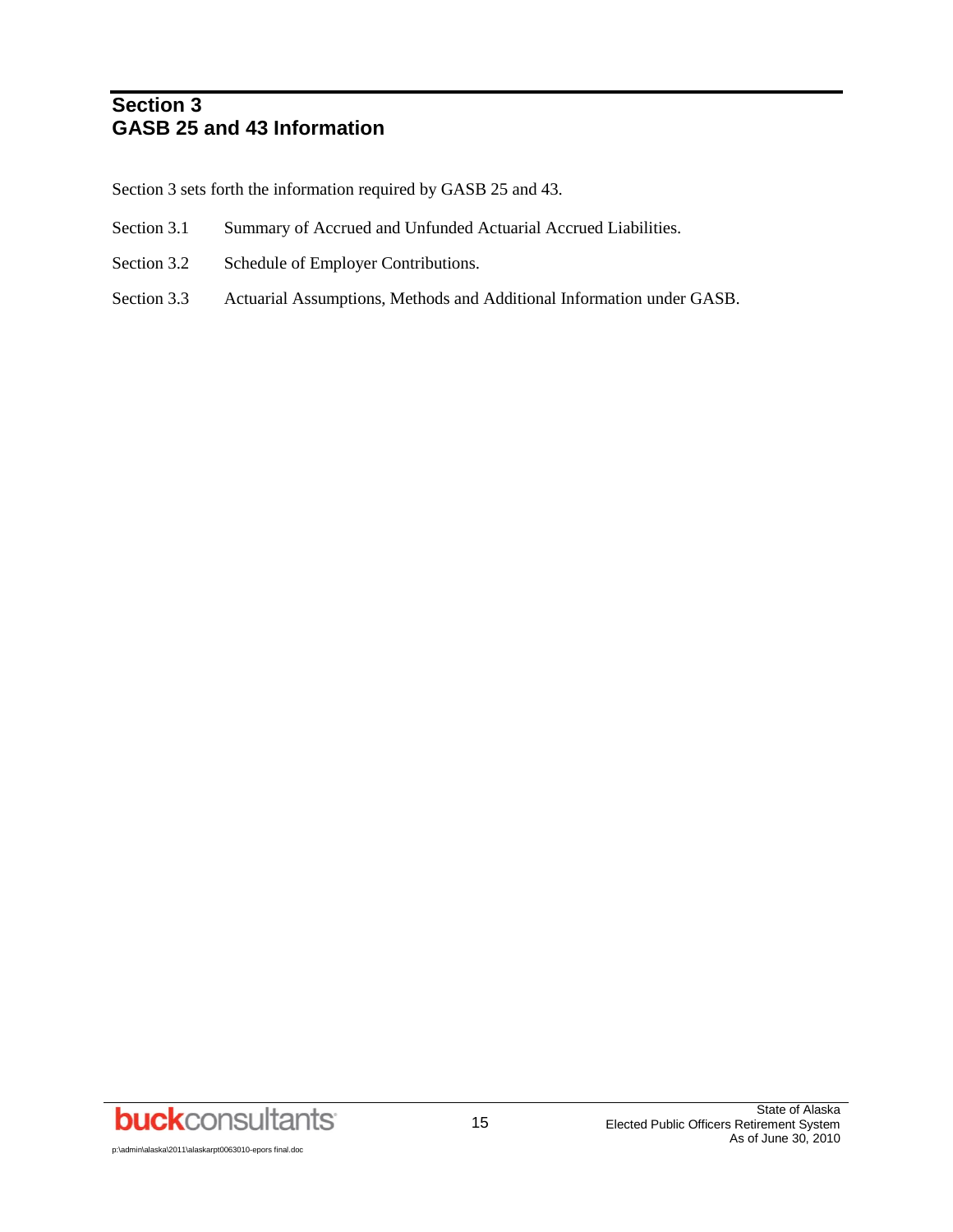# Section 3
# GASB 25 and 43 Information

Section 3 sets forth the information required by GASB 25 and 43.

Section 3.1 Summary of Accrued and Unfunded Actuarial Accrued Liabilities.

Section 3.2 Schedule of Employer Contributions.

Section 3.3 Actuarial Assumptions, Methods and Additional Information under GASB.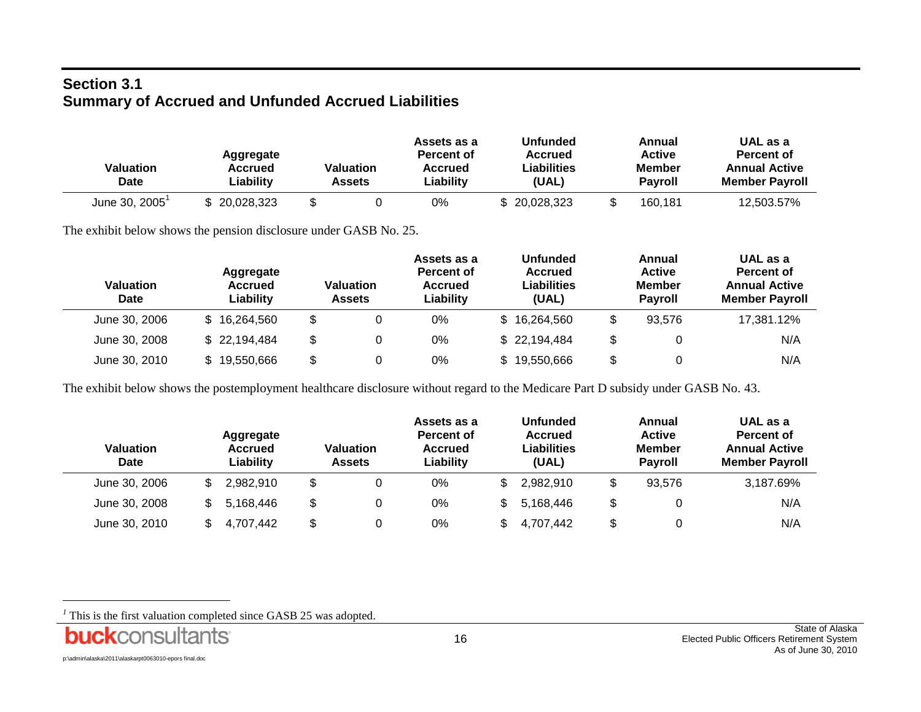## Section 3.1
## Summary of Accrued and Unfunded Accrued Liabilities

| Valuation Date | Aggregate Accrued Liability | Valuation Assets | Assets as a Percent of Accrued Liability | Unfunded Accrued Liabilities (UAL) | Annual Active Member Payroll | UAL as a Percent of Annual Active Member Payroll |
|---|---|---|---|---|---|---|
| June 30, 2005[1] | $ 20,028,323 | $ 0 | 0% | $ 20,028,323 | $ 160,181 | 12,503.57% |

The exhibit below shows the pension disclosure under GASB No. 25.

| Valuation Date | Aggregate Accrued Liability | Valuation Assets | Assets as a Percent of Accrued Liability | Unfunded Accrued Liabilities (UAL) | Annual Active Member Payroll | UAL as a Percent of Annual Active Member Payroll |
|---|---|---|---|---|---|---|
| June 30, 2006 | $ 16,264,560 | $ 0 | 0% | $ 16,264,560 | $ 93,576 | 17,381.12% |
| June 30, 2008 | $ 22,194,484 | $ 0 | 0% | $ 22,194,484 | $ 0 | N/A |
| June 30, 2010 | $ 19,550,666 | $ 0 | 0% | $ 19,550,666 | $ 0 | N/A |

The exhibit below shows the postemployment healthcare disclosure without regard to the Medicare Part D subsidy under GASB No. 43.

| Valuation Date | Aggregate Accrued Liability | Valuation Assets | Assets as a Percent of Accrued Liability | Unfunded Accrued Liabilities (UAL) | Annual Active Member Payroll | UAL as a Percent of Annual Active Member Payroll |
|---|---|---|---|---|---|---|
| June 30, 2006 | $ 2,982,910 | $ 0 | 0% | $ 2,982,910 | $ 93,576 | 3,187.69% |
| June 30, 2008 | $ 5,168,446 | $ 0 | 0% | $ 5,168,446 | $ 0 | N/A |
| June 30, 2010 | $ 4,707,442 | $ 0 | 0% | $ 4,707,442 | $ 0 | N/A |

[1] This is the first valuation completed since GASB 25 was adopted.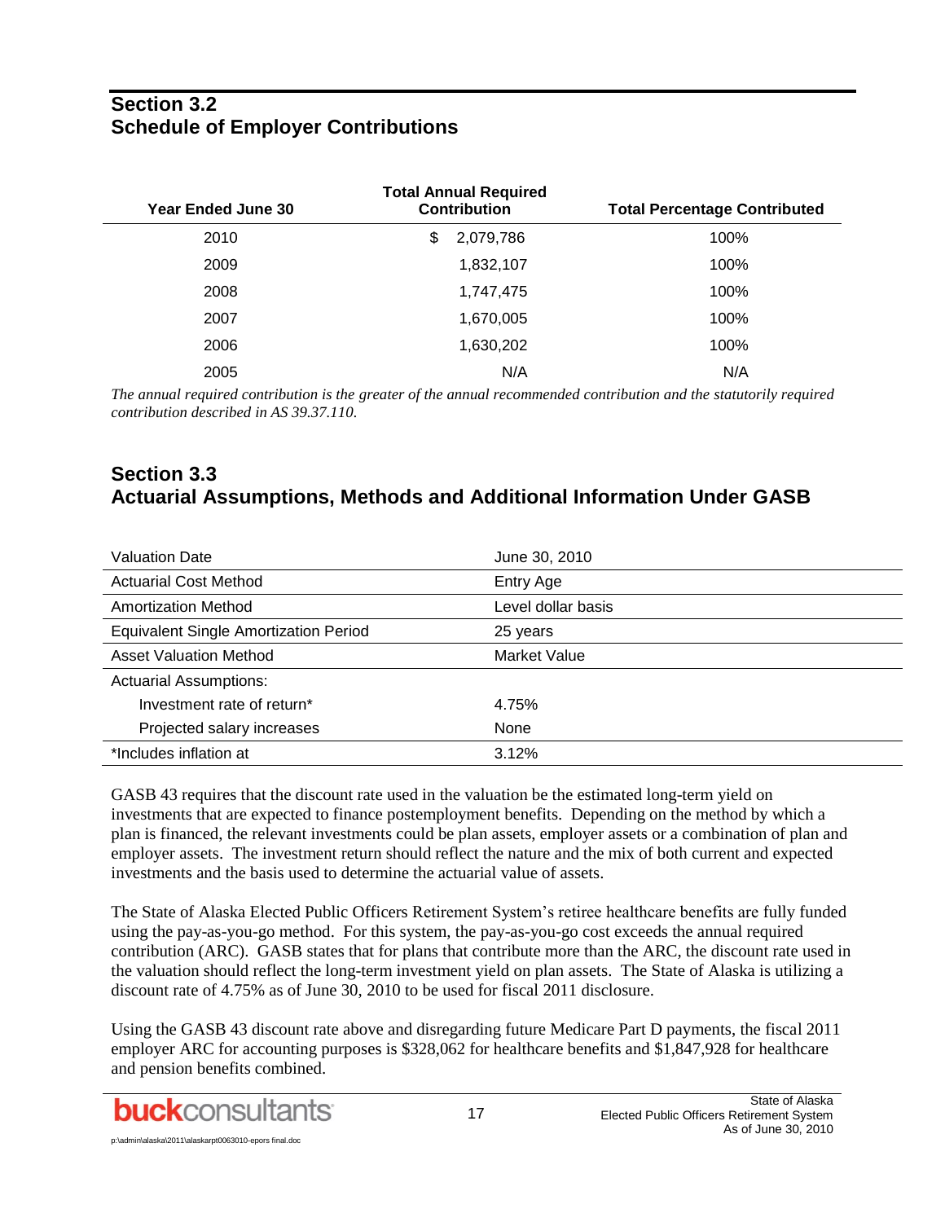## Section 3.2
## Schedule of Employer Contributions

| Year Ended June 30 | Total Annual Required Contribution | Total Percentage Contributed |
|---|---|---|
| 2010 | $ 2,079,786 | 100% |
| 2009 | 1,832,107 | 100% |
| 2008 | 1,747,475 | 100% |
| 2007 | 1,670,005 | 100% |
| 2006 | 1,630,202 | 100% |
| 2005 | N/A | N/A |

*The annual required contribution is the greater of the annual recommended contribution and the statutorily required contribution described in AS 39.37.110.*

## Section 3.3
## Actuarial Assumptions, Methods and Additional Information Under GASB

| | |
|---|---|
| Valuation Date | June 30, 2010 |
| Actuarial Cost Method | Entry Age |
| Amortization Method | Level dollar basis |
| Equivalent Single Amortization Period | 25 years |
| Asset Valuation Method | Market Value |
| Actuarial Assumptions: | |
| Investment rate of return* | 4.75% |
| Projected salary increases | None |
| *Includes inflation at | 3.12% |

GASB 43 requires that the discount rate used in the valuation be the estimated long-term yield on investments that are expected to finance postemployment benefits. Depending on the method by which a plan is financed, the relevant investments could be plan assets, employer assets or a combination of plan and employer assets. The investment return should reflect the nature and the mix of both current and expected investments and the basis used to determine the actuarial value of assets.

The State of Alaska Elected Public Officers Retirement System's retiree healthcare benefits are fully funded using the pay-as-you-go method. For this system, the pay-as-you-go cost exceeds the annual required contribution (ARC). GASB states that for plans that contribute more than the ARC, the discount rate used in the valuation should reflect the long-term investment yield on plan assets. The State of Alaska is utilizing a discount rate of 4.75% as of June 30, 2010 to be used for fiscal 2011 disclosure.

Using the GASB 43 discount rate above and disregarding future Medicare Part D payments, the fiscal 2011 employer ARC for accounting purposes is $328,062 for healthcare benefits and $1,847,928 for healthcare and pension benefits combined.